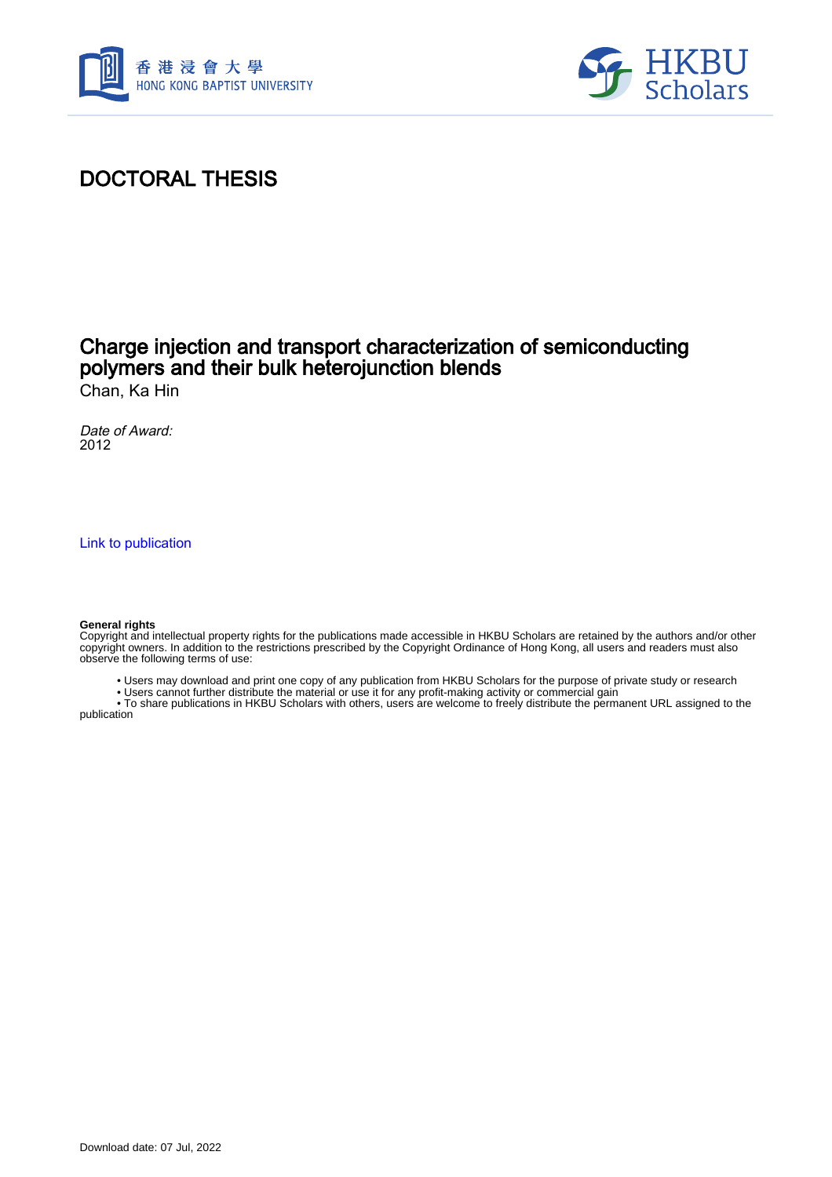香港浸會大學
HONG KONG BAPTIST UNIVERSITY

HKBU Scholars

# DOCTORAL THESIS

## Charge injection and transport characterization of semiconducting polymers and their bulk heterojunction blends

Chan, Ka Hin

*Date of Award:*
2012

Link to publication

**General rights**
Copyright and intellectual property rights for the publications made accessible in HKBU Scholars are retained by the authors and/or other copyright owners. In addition to the restrictions prescribed by the Copyright Ordinance of Hong Kong, all users and readers must also observe the following terms of use:

- Users may download and print one copy of any publication from HKBU Scholars for the purpose of private study or research
- Users cannot further distribute the material or use it for any profit-making activity or commercial gain
- To share publications in HKBU Scholars with others, users are welcome to freely distribute the permanent URL assigned to the publication

Download date: 07 Jul, 2022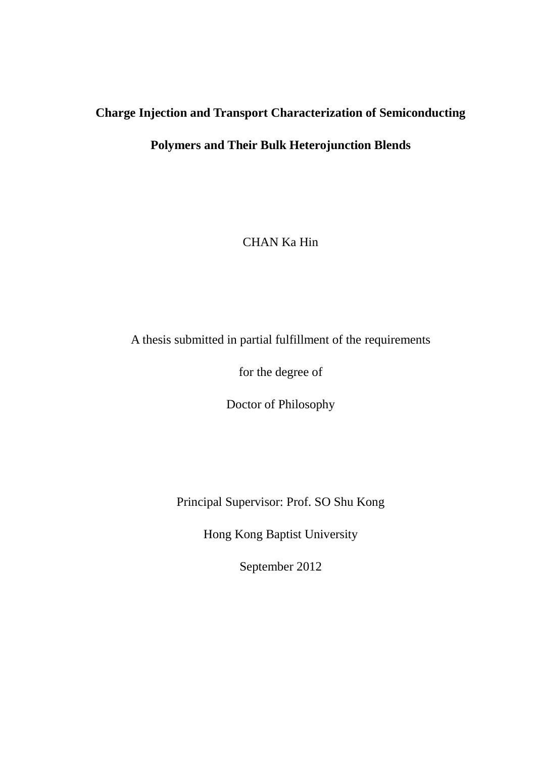# Charge Injection and Transport Characterization of Semiconducting Polymers and Their Bulk Heterojunction Blends

CHAN Ka Hin

A thesis submitted in partial fulfillment of the requirements

for the degree of

Doctor of Philosophy

Principal Supervisor: Prof. SO Shu Kong

Hong Kong Baptist University

September 2012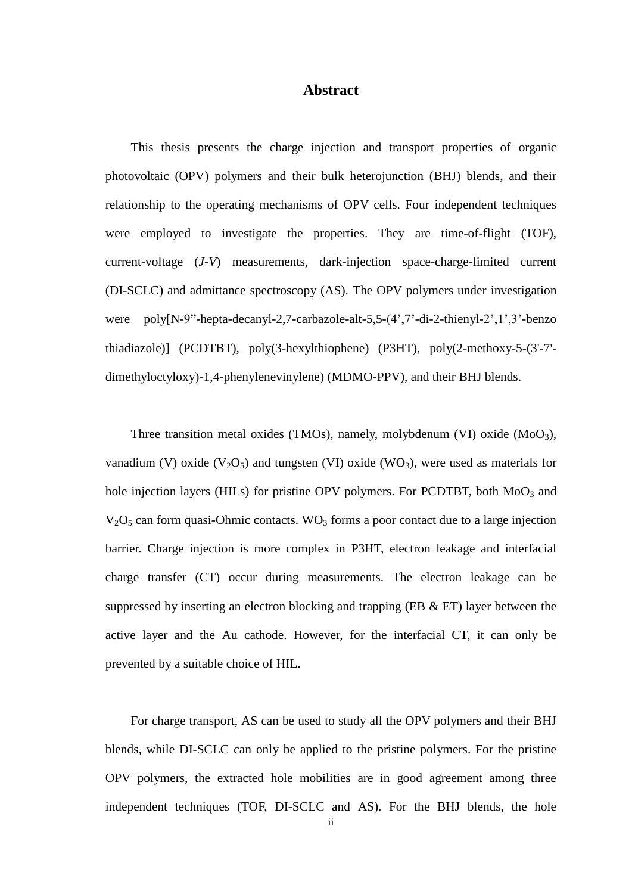# Abstract

This thesis presents the charge injection and transport properties of organic photovoltaic (OPV) polymers and their bulk heterojunction (BHJ) blends, and their relationship to the operating mechanisms of OPV cells. Four independent techniques were employed to investigate the properties. They are time-of-flight (TOF), current-voltage (*J*-*V*) measurements, dark-injection space-charge-limited current (DI-SCLC) and admittance spectroscopy (AS). The OPV polymers under investigation were poly[N-9”-hepta-decanyl-2,7-carbazole-alt-5,5-(4’,7’-di-2-thienyl-2’,1’,3’-benzo thiadiazole)] (PCDTBT), poly(3-hexylthiophene) (P3HT), poly(2-methoxy-5-(3'-7'-dimethyloctyloxy)-1,4-phenylenevinylene) (MDMO-PPV), and their BHJ blends.

Three transition metal oxides (TMOs), namely, molybdenum (VI) oxide ($MoO_3$), vanadium (V) oxide ($V_2O_5$) and tungsten (VI) oxide ($WO_3$), were used as materials for hole injection layers (HILs) for pristine OPV polymers. For PCDTBT, both $MoO_3$ and $V_2O_5$ can form quasi-Ohmic contacts. $WO_3$ forms a poor contact due to a large injection barrier. Charge injection is more complex in P3HT, electron leakage and interfacial charge transfer (CT) occur during measurements. The electron leakage can be suppressed by inserting an electron blocking and trapping (EB & ET) layer between the active layer and the Au cathode. However, for the interfacial CT, it can only be prevented by a suitable choice of HIL.

For charge transport, AS can be used to study all the OPV polymers and their BHJ blends, while DI-SCLC can only be applied to the pristine polymers. For the pristine OPV polymers, the extracted hole mobilities are in good agreement among three independent techniques (TOF, DI-SCLC and AS). For the BHJ blends, the hole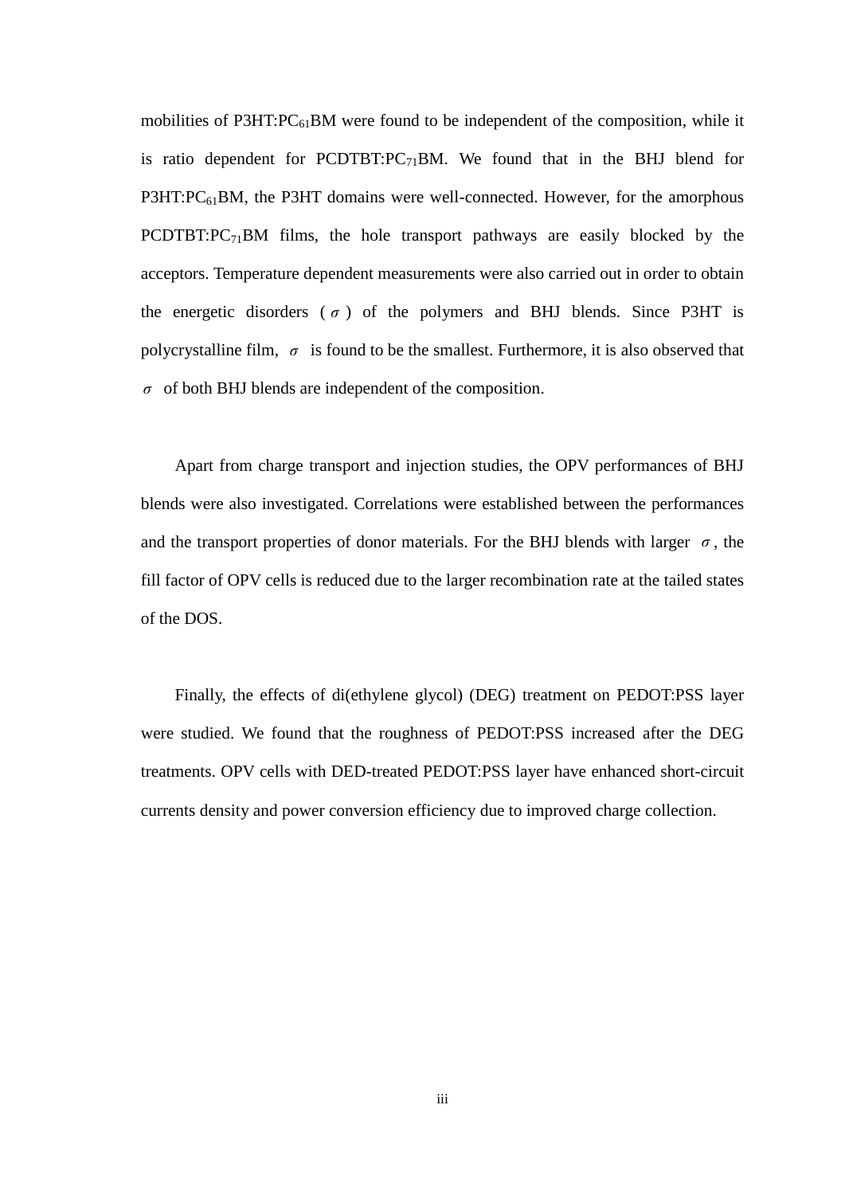mobilities of P3HT:$PC_{61}$BM were found to be independent of the composition, while it is ratio dependent for PCDTBT:$PC_{71}$BM. We found that in the BHJ blend for P3HT:$PC_{61}$BM, the P3HT domains were well-connected. However, for the amorphous PCDTBT:$PC_{71}$BM films, the hole transport pathways are easily blocked by the acceptors. Temperature dependent measurements were also carried out in order to obtain the energetic disorders ($\sigma$) of the polymers and BHJ blends. Since P3HT is polycrystalline film, $\sigma$ is found to be the smallest. Furthermore, it is also observed that $\sigma$ of both BHJ blends are independent of the composition.

Apart from charge transport and injection studies, the OPV performances of BHJ blends were also investigated. Correlations were established between the performances and the transport properties of donor materials. For the BHJ blends with larger $\sigma$, the fill factor of OPV cells is reduced due to the larger recombination rate at the tailed states of the DOS.

Finally, the effects of di(ethylene glycol) (DEG) treatment on PEDOT:PSS layer were studied. We found that the roughness of PEDOT:PSS increased after the DEG treatments. OPV cells with DED-treated PEDOT:PSS layer have enhanced short-circuit currents density and power conversion efficiency due to improved charge collection.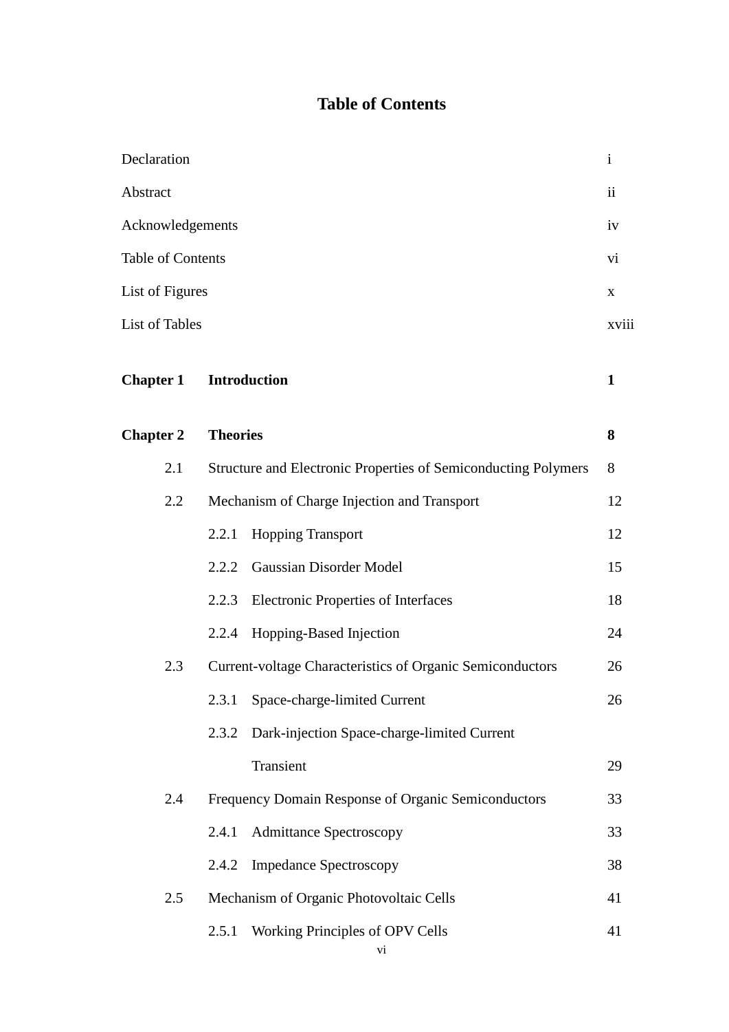# Table of Contents

| | | |
|---|---|---|
| Declaration | | i |
| Abstract | | ii |
| Acknowledgements | | iv |
| Table of Contents | | vi |
| List of Figures | | x |
| List of Tables | | xviii |
| **Chapter 1** | **Introduction** | **1** |
| **Chapter 2** | **Theories** | **8** |
| 2.1 | Structure and Electronic Properties of Semiconducting Polymers | 8 |
| 2.2 | Mechanism of Charge Injection and Transport | 12 |
| | 2.2.1 Hopping Transport | 12 |
| | 2.2.2 Gaussian Disorder Model | 15 |
| | 2.2.3 Electronic Properties of Interfaces | 18 |
| | 2.2.4 Hopping-Based Injection | 24 |
| 2.3 | Current-voltage Characteristics of Organic Semiconductors | 26 |
| | 2.3.1 Space-charge-limited Current | 26 |
| | 2.3.2 Dark-injection Space-charge-limited Current Transient | 29 |
| 2.4 | Frequency Domain Response of Organic Semiconductors | 33 |
| | 2.4.1 Admittance Spectroscopy | 33 |
| | 2.4.2 Impedance Spectroscopy | 38 |
| 2.5 | Mechanism of Organic Photovoltaic Cells | 41 |
| | 2.5.1 Working Principles of OPV Cells | 41 |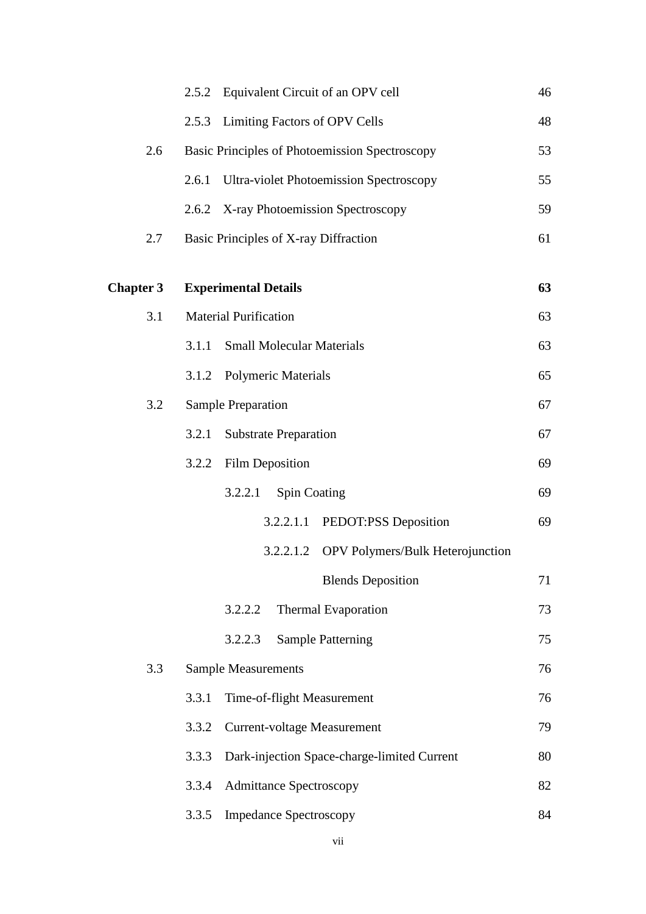| | | |
|---|---|---|
| | 2.5.2 Equivalent Circuit of an OPV cell | 46 |
| | 2.5.3 Limiting Factors of OPV Cells | 48 |
| 2.6 | Basic Principles of Photoemission Spectroscopy | 53 |
| | 2.6.1 Ultra-violet Photoemission Spectroscopy | 55 |
| | 2.6.2 X-ray Photoemission Spectroscopy | 59 |
| 2.7 | Basic Principles of X-ray Diffraction | 61 |
| **Chapter 3** | **Experimental Details** | **63** |
| 3.1 | Material Purification | 63 |
| | 3.1.1 Small Molecular Materials | 63 |
| | 3.1.2 Polymeric Materials | 65 |
| 3.2 | Sample Preparation | 67 |
| | 3.2.1 Substrate Preparation | 67 |
| | 3.2.2 Film Deposition | 69 |
| | 3.2.2.1 Spin Coating | 69 |
| | 3.2.2.1.1 PEDOT:PSS Deposition | 69 |
| | 3.2.2.1.2 OPV Polymers/Bulk Heterojunction Blends Deposition | 71 |
| | 3.2.2.2 Thermal Evaporation | 73 |
| | 3.2.2.3 Sample Patterning | 75 |
| 3.3 | Sample Measurements | 76 |
| | 3.3.1 Time-of-flight Measurement | 76 |
| | 3.3.2 Current-voltage Measurement | 79 |
| | 3.3.3 Dark-injection Space-charge-limited Current | 80 |
| | 3.3.4 Admittance Spectroscopy | 82 |
| | 3.3.5 Impedance Spectroscopy | 84 |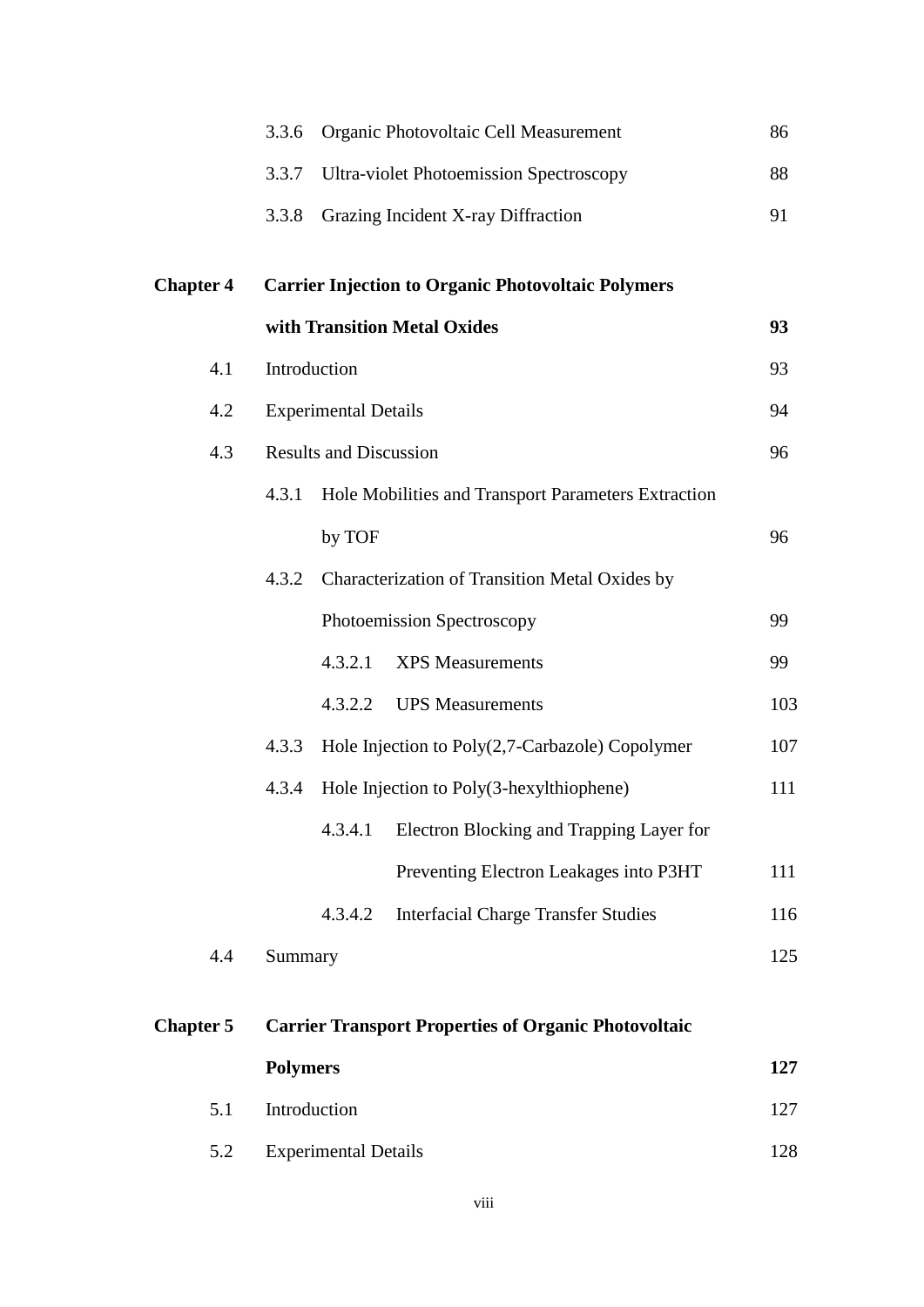3.3.6 Organic Photovoltaic Cell Measurement 86

3.3.7 Ultra-violet Photoemission Spectroscopy 88

3.3.8 Grazing Incident X-ray Diffraction 91

**Chapter 4 Carrier Injection to Organic Photovoltaic Polymers with Transition Metal Oxides 93**

4.1 Introduction 93

4.2 Experimental Details 94

4.3 Results and Discussion 96

4.3.1 Hole Mobilities and Transport Parameters Extraction by TOF 96

4.3.2 Characterization of Transition Metal Oxides by Photoemission Spectroscopy 99

4.3.2.1 XPS Measurements 99

4.3.2.2 UPS Measurements 103

4.3.3 Hole Injection to Poly(2,7-Carbazole) Copolymer 107

4.3.4 Hole Injection to Poly(3-hexylthiophene) 111

4.3.4.1 Electron Blocking and Trapping Layer for Preventing Electron Leakages into P3HT 111

4.3.4.2 Interfacial Charge Transfer Studies 116

4.4 Summary 125

**Chapter 5 Carrier Transport Properties of Organic Photovoltaic Polymers 127**

5.1 Introduction 127

5.2 Experimental Details 128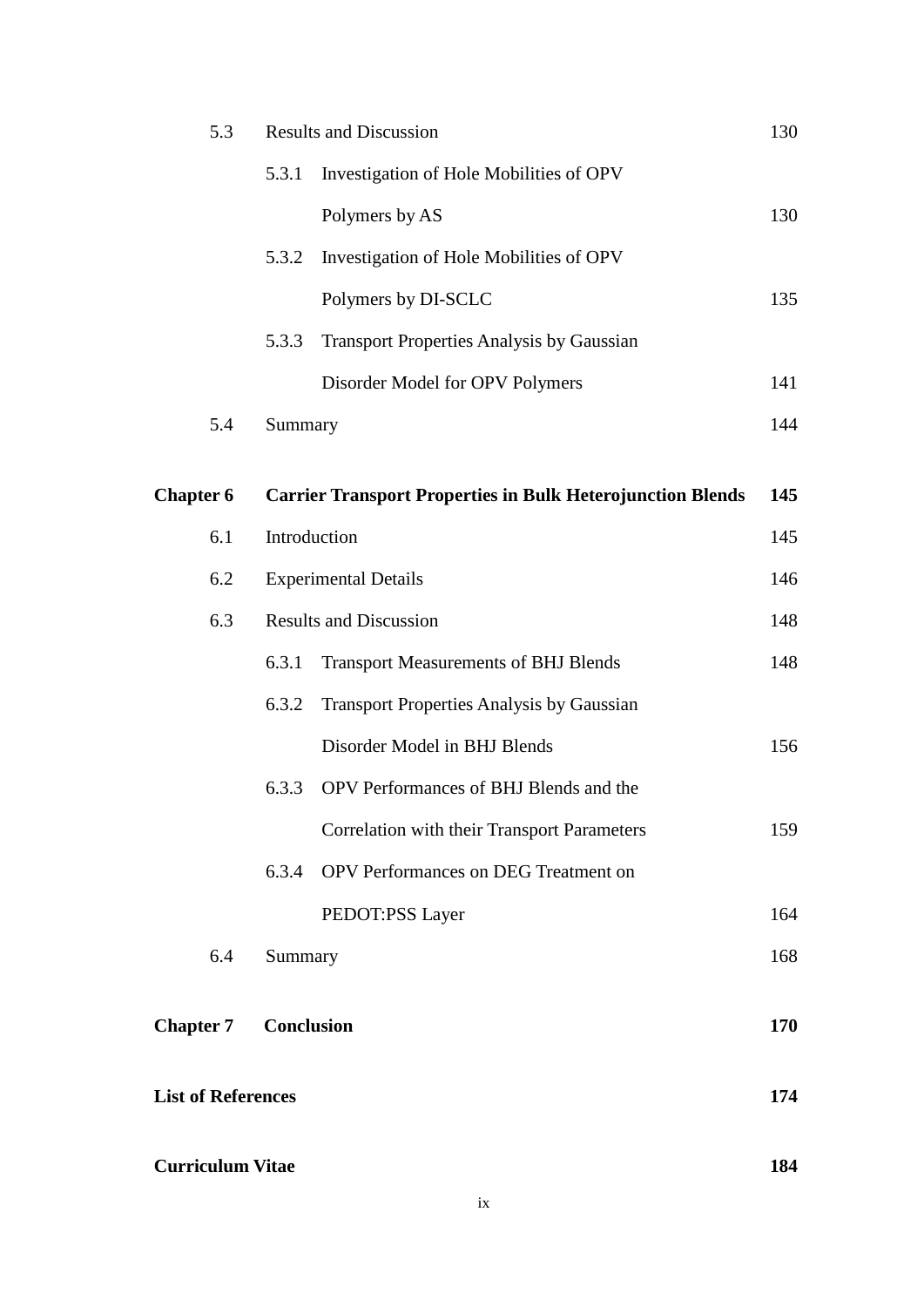| | | | |
|---|---|---|---|
| 5.3 | Results and Discussion | | 130 |
| | 5.3.1 | Investigation of Hole Mobilities of OPV Polymers by AS | 130 |
| | 5.3.2 | Investigation of Hole Mobilities of OPV Polymers by DI-SCLC | 135 |
| | 5.3.3 | Transport Properties Analysis by Gaussian Disorder Model for OPV Polymers | 141 |
| 5.4 | Summary | | 144 |
| **Chapter 6** | **Carrier Transport Properties in Bulk Heterojunction Blends** | | **145** |
| 6.1 | Introduction | | 145 |
| 6.2 | Experimental Details | | 146 |
| 6.3 | Results and Discussion | | 148 |
| | 6.3.1 | Transport Measurements of BHJ Blends | 148 |
| | 6.3.2 | Transport Properties Analysis by Gaussian Disorder Model in BHJ Blends | 156 |
| | 6.3.3 | OPV Performances of BHJ Blends and the Correlation with their Transport Parameters | 159 |
| | 6.3.4 | OPV Performances on DEG Treatment on PEDOT:PSS Layer | 164 |
| 6.4 | Summary | | 168 |
| **Chapter 7** | **Conclusion** | | **170** |
| **List of References** | | | **174** |
| **Curriculum Vitae** | | | **184** |